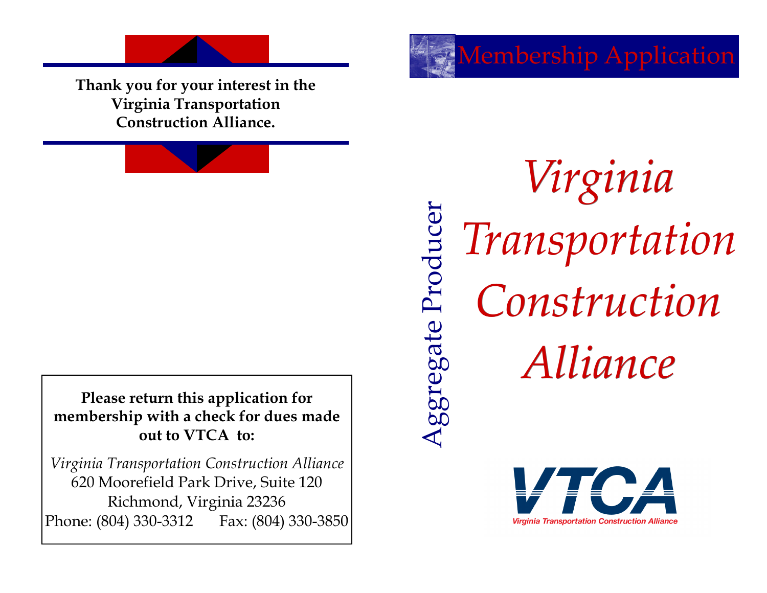**Thank you for your interest in the Virginia Transportation Construction Alliance.**

**Please return this application for membership with a check for dues made out to VTCA to:**

*Virginia Transportation Construction Alliance*
620 Moorefield Park Drive, Suite 120
Richmond, Virginia 23236
Phone: (804) 330-3312 Fax: (804) 330-3850

# Membership Application

Aggregate Producer

# *Virginia Transportation Construction Alliance*

VTCA
Virginia Transportation Construction Alliance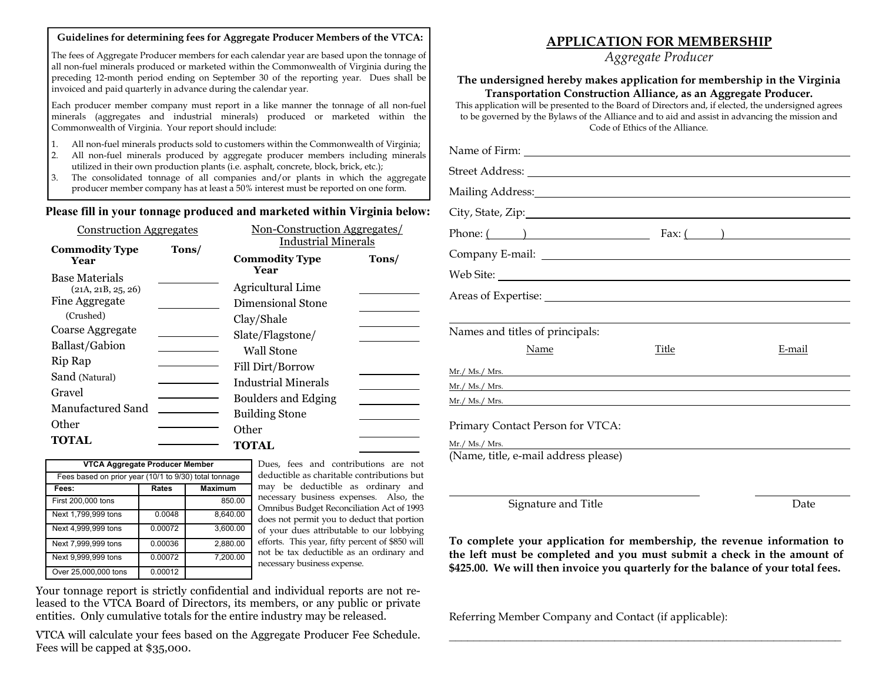**Guidelines for determining fees for Aggregate Producer Members of the VTCA:**

The fees of Aggregate Producer members for each calendar year are based upon the tonnage of all non-fuel minerals produced or marketed within the Commonwealth of Virginia during the preceding 12-month period ending on September 30 of the reporting year. Dues shall be invoiced and paid quarterly in advance during the calendar year.

Each producer member company must report in a like manner the tonnage of all non-fuel minerals (aggregates and industrial minerals) produced or marketed within the Commonwealth of Virginia. Your report should include:

1. All non-fuel minerals products sold to customers within the Commonwealth of Virginia;
2. All non-fuel minerals produced by aggregate producer members including minerals utilized in their own production plants (i.e. asphalt, concrete, block, brick, etc.);
3. The consolidated tonnage of all companies and/or plants in which the aggregate producer member company has at least a 50% interest must be reported on one form.

**Please fill in your tonnage produced and marketed within Virginia below:**

Construction Aggregates

| **Commodity Type** | **Tons/ Year** |
|---|---|
| Base Materials (21A, 21B, 25, 26) | |
| Fine Aggregate (Crushed) | |
| Coarse Aggregate | |
| Ballast/Gabion | |
| Rip Rap | |
| Sand (Natural) | |
| Gravel | |
| Manufactured Sand | |
| Other | |
| **TOTAL** | |

Non-Construction Aggregates/ Industrial Minerals

| **Commodity Type** | **Tons/ Year** |
|---|---|
| Agricultural Lime | |
| Dimensional Stone | |
| Clay/Shale | |
| Slate/Flagstone/ Wall Stone | |
| Fill Dirt/Borrow | |
| Industrial Minerals | |
| Boulders and Edging | |
| Building Stone | |
| Other | |
| **TOTAL** | |

| **VTCA Aggregate Producer Member** | | |
|---|---|---|
| Fees based on prior year (10/1 to 9/30) total tonnage | | |
| **Fees:** | **Rates** | **Maximum** |
| First 200,000 tons | | 850.00 |
| Next 1,799,999 tons | 0.0048 | 8,640.00 |
| Next 4,999,999 tons | 0.00072 | 3,600.00 |
| Next 7,999,999 tons | 0.00036 | 2,880.00 |
| Next 9,999,999 tons | 0.00072 | 7,200.00 |
| Over 25,000,000 tons | 0.00012 | |

Dues, fees and contributions are not deductible as charitable contributions but may be deductible as ordinary and necessary business expenses. Also, the Omnibus Budget Reconciliation Act of 1993 does not permit you to deduct that portion of your dues attributable to our lobbying efforts. This year, fifty percent of $850 will not be tax deductible as an ordinary and necessary business expense.

Your tonnage report is strictly confidential and individual reports are not released to the VTCA Board of Directors, its members, or any public or private entities. Only cumulative totals for the entire industry may be released.

VTCA will calculate your fees based on the Aggregate Producer Fee Schedule. Fees will be capped at $35,000.

# APPLICATION FOR MEMBERSHIP

*Aggregate Producer*

**The undersigned hereby makes application for membership in the Virginia Transportation Construction Alliance, as an Aggregate Producer.**

This application will be presented to the Board of Directors and, if elected, the undersigned agrees to be governed by the Bylaws of the Alliance and to aid and assist in advancing the mission and Code of Ethics of the Alliance.

Name of Firm: ____________________

Street Address: ____________________

Mailing Address: ____________________

City, State, Zip: ____________________

Phone: (      ) ____________ Fax: (      ) ____________

Company E-mail: ____________________

Web Site: ____________________

Areas of Expertise: ____________________

Names and titles of principals:

| Name | Title | E-mail |
|---|---|---|
| Mr./ Ms./ Mrs. | | |
| Mr./ Ms./ Mrs. | | |
| Mr./ Ms./ Mrs. | | |

Primary Contact Person for VTCA:

Mr./ Ms./ Mrs. ____________________

(Name, title, e-mail address please)

____________________ Signature and Title

____________ Date

**To complete your application for membership, the revenue information to the left must be completed and you must submit a check in the amount of $425.00. We will then invoice you quarterly for the balance of your total fees.**

Referring Member Company and Contact (if applicable):

____________________